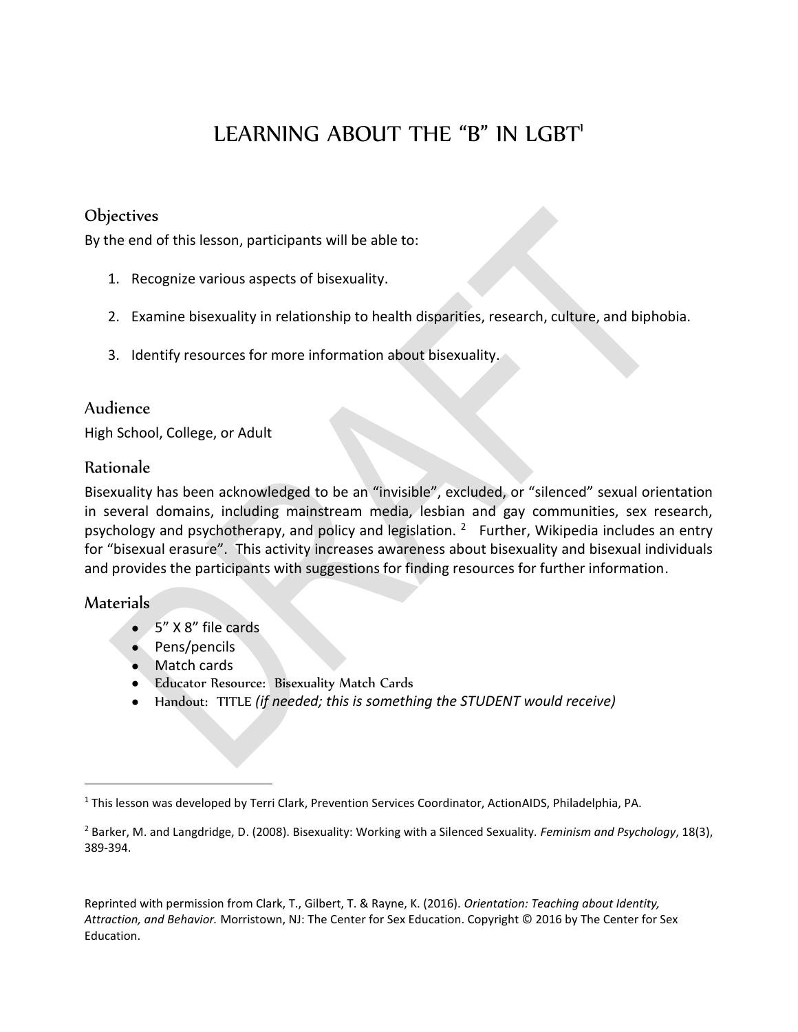# LEARNING ABOUT THE "B" IN LGBT[1]

## Objectives

By the end of this lesson, participants will be able to:

1. Recognize various aspects of bisexuality.
2. Examine bisexuality in relationship to health disparities, research, culture, and biphobia.
3. Identify resources for more information about bisexuality.

## Audience

High School, College, or Adult

## Rationale

Bisexuality has been acknowledged to be an "invisible", excluded, or "silenced" sexual orientation in several domains, including mainstream media, lesbian and gay communities, sex research, psychology and psychotherapy, and policy and legislation.[2] Further, Wikipedia includes an entry for "bisexual erasure". This activity increases awareness about bisexuality and bisexual individuals and provides the participants with suggestions for finding resources for further information.

## Materials

- 5" X 8" file cards
- Pens/pencils
- Match cards
- Educator Resource: Bisexuality Match Cards
- Handout: TITLE *(if needed; this is something the STUDENT would receive)*

---

[1] This lesson was developed by Terri Clark, Prevention Services Coordinator, ActionAIDS, Philadelphia, PA.

[2] Barker, M. and Langdridge, D. (2008). Bisexuality: Working with a Silenced Sexuality. *Feminism and Psychology*, 18(3), 389-394.

Reprinted with permission from Clark, T., Gilbert, T. & Rayne, K. (2016). *Orientation: Teaching about Identity, Attraction, and Behavior.* Morristown, NJ: The Center for Sex Education. Copyright © 2016 by The Center for Sex Education.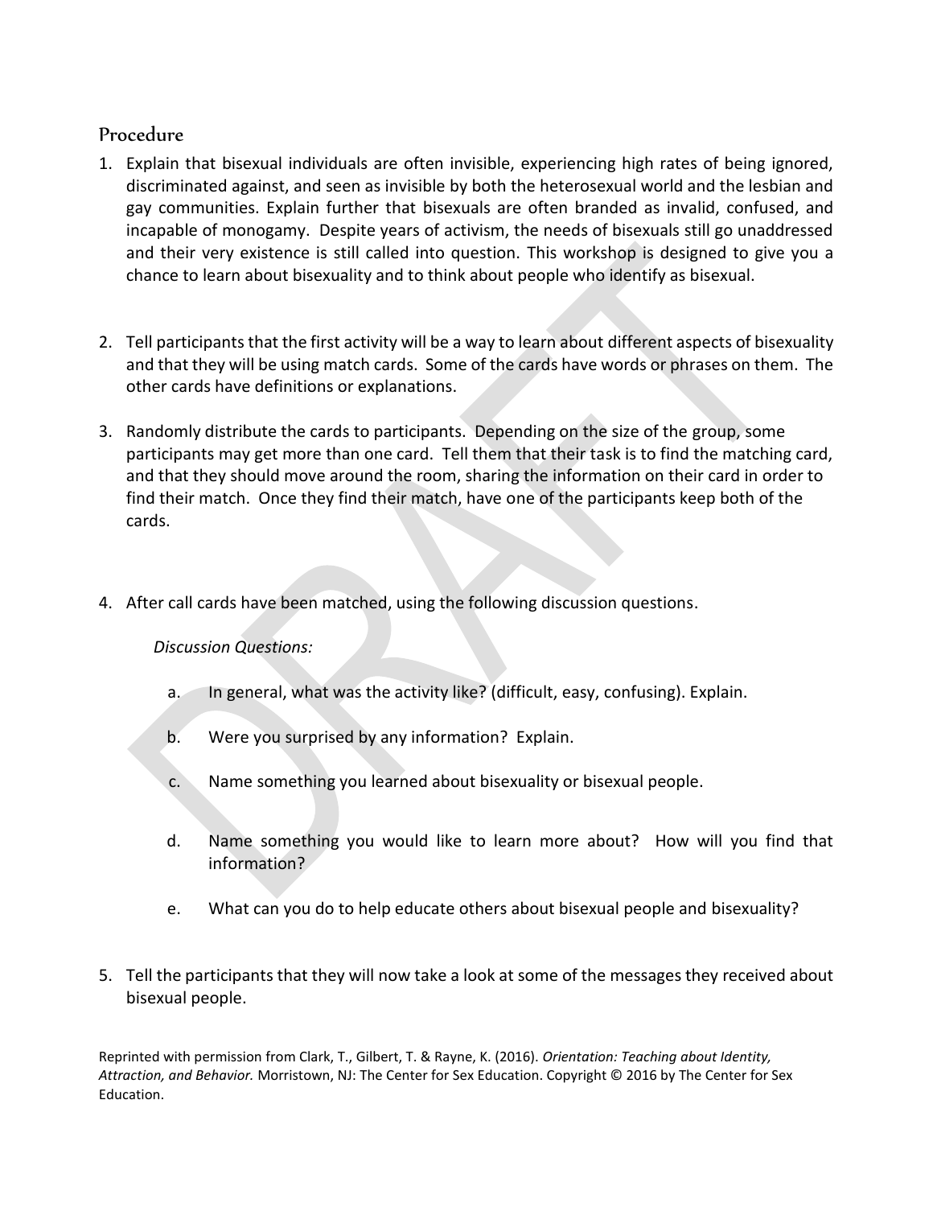## Procedure

1. Explain that bisexual individuals are often invisible, experiencing high rates of being ignored, discriminated against, and seen as invisible by both the heterosexual world and the lesbian and gay communities. Explain further that bisexuals are often branded as invalid, confused, and incapable of monogamy. Despite years of activism, the needs of bisexuals still go unaddressed and their very existence is still called into question. This workshop is designed to give you a chance to learn about bisexuality and to think about people who identify as bisexual.

2. Tell participants that the first activity will be a way to learn about different aspects of bisexuality and that they will be using match cards. Some of the cards have words or phrases on them. The other cards have definitions or explanations.

3. Randomly distribute the cards to participants. Depending on the size of the group, some participants may get more than one card. Tell them that their task is to find the matching card, and that they should move around the room, sharing the information on their card in order to find their match. Once they find their match, have one of the participants keep both of the cards.

4. After call cards have been matched, using the following discussion questions.

   *Discussion Questions:*

   a. In general, what was the activity like? (difficult, easy, confusing). Explain.

   b. Were you surprised by any information? Explain.

   c. Name something you learned about bisexuality or bisexual people.

   d. Name something you would like to learn more about? How will you find that information?

   e. What can you do to help educate others about bisexual people and bisexuality?

5. Tell the participants that they will now take a look at some of the messages they received about bisexual people.

Reprinted with permission from Clark, T., Gilbert, T. & Rayne, K. (2016). *Orientation: Teaching about Identity, Attraction, and Behavior.* Morristown, NJ: The Center for Sex Education. Copyright © 2016 by The Center for Sex Education.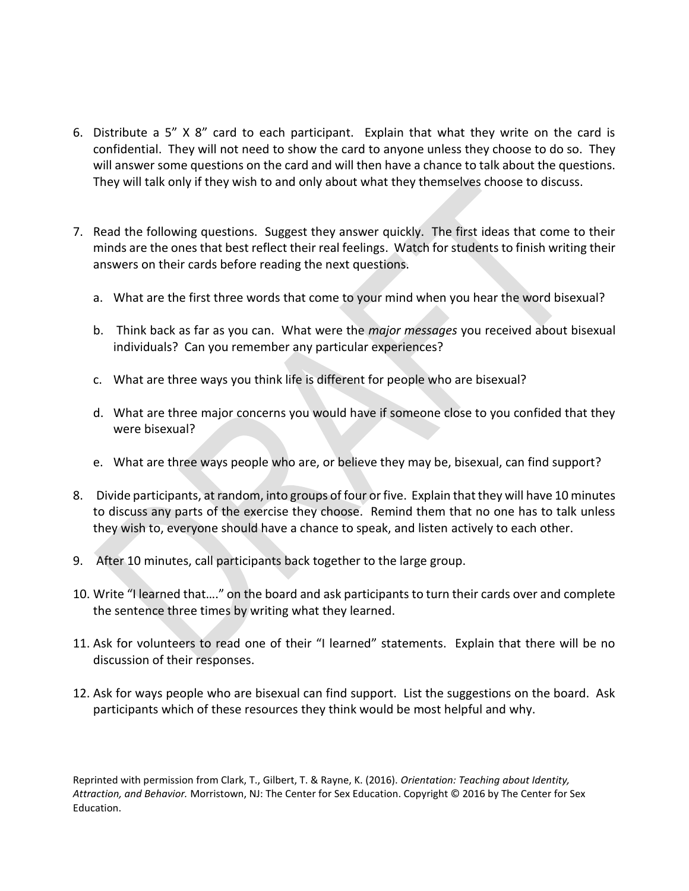6. Distribute a 5” X 8” card to each participant. Explain that what they write on the card is confidential. They will not need to show the card to anyone unless they choose to do so. They will answer some questions on the card and will then have a chance to talk about the questions. They will talk only if they wish to and only about what they themselves choose to discuss.

7. Read the following questions. Suggest they answer quickly. The first ideas that come to their minds are the ones that best reflect their real feelings. Watch for students to finish writing their answers on their cards before reading the next questions.

   a. What are the first three words that come to your mind when you hear the word bisexual?

   b. Think back as far as you can. What were the *major messages* you received about bisexual individuals? Can you remember any particular experiences?

   c. What are three ways you think life is different for people who are bisexual?

   d. What are three major concerns you would have if someone close to you confided that they were bisexual?

   e. What are three ways people who are, or believe they may be, bisexual, can find support?

8. Divide participants, at random, into groups of four or five. Explain that they will have 10 minutes to discuss any parts of the exercise they choose. Remind them that no one has to talk unless they wish to, everyone should have a chance to speak, and listen actively to each other.

9. After 10 minutes, call participants back together to the large group.

10. Write “I learned that….” on the board and ask participants to turn their cards over and complete the sentence three times by writing what they learned.

11. Ask for volunteers to read one of their “I learned” statements. Explain that there will be no discussion of their responses.

12. Ask for ways people who are bisexual can find support. List the suggestions on the board. Ask participants which of these resources they think would be most helpful and why.

Reprinted with permission from Clark, T., Gilbert, T. & Rayne, K. (2016). *Orientation: Teaching about Identity, Attraction, and Behavior.* Morristown, NJ: The Center for Sex Education. Copyright © 2016 by The Center for Sex Education.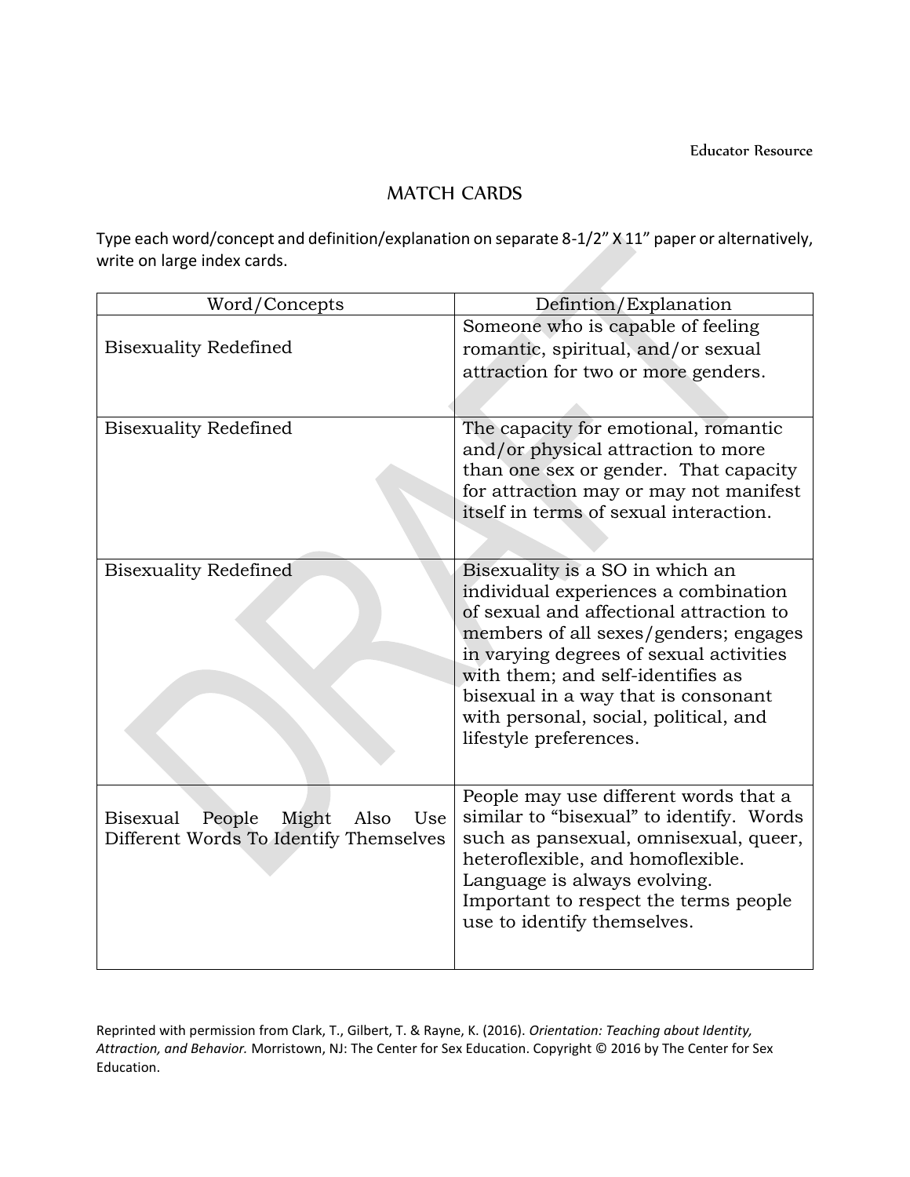Educator Resource

## MATCH CARDS

Type each word/concept and definition/explanation on separate 8-1/2" X 11" paper or alternatively, write on large index cards.

| Word/Concepts | Defintion/Explanation |
|---|---|
| Bisexuality Redefined | Someone who is capable of feeling romantic, spiritual, and/or sexual attraction for two or more genders. |
| Bisexuality Redefined | The capacity for emotional, romantic and/or physical attraction to more than one sex or gender. That capacity for attraction may or may not manifest itself in terms of sexual interaction. |
| Bisexuality Redefined | Bisexuality is a SO in which an individual experiences a combination of sexual and affectional attraction to members of all sexes/genders; engages in varying degrees of sexual activities with them; and self-identifies as bisexual in a way that is consonant with personal, social, political, and lifestyle preferences. |
| Bisexual People Might Also Use Different Words To Identify Themselves | People may use different words that a similar to "bisexual" to identify. Words such as pansexual, omnisexual, queer, heteroflexible, and homoflexible. Language is always evolving. Important to respect the terms people use to identify themselves. |

Reprinted with permission from Clark, T., Gilbert, T. & Rayne, K. (2016). *Orientation: Teaching about Identity, Attraction, and Behavior.* Morristown, NJ: The Center for Sex Education. Copyright © 2016 by The Center for Sex Education.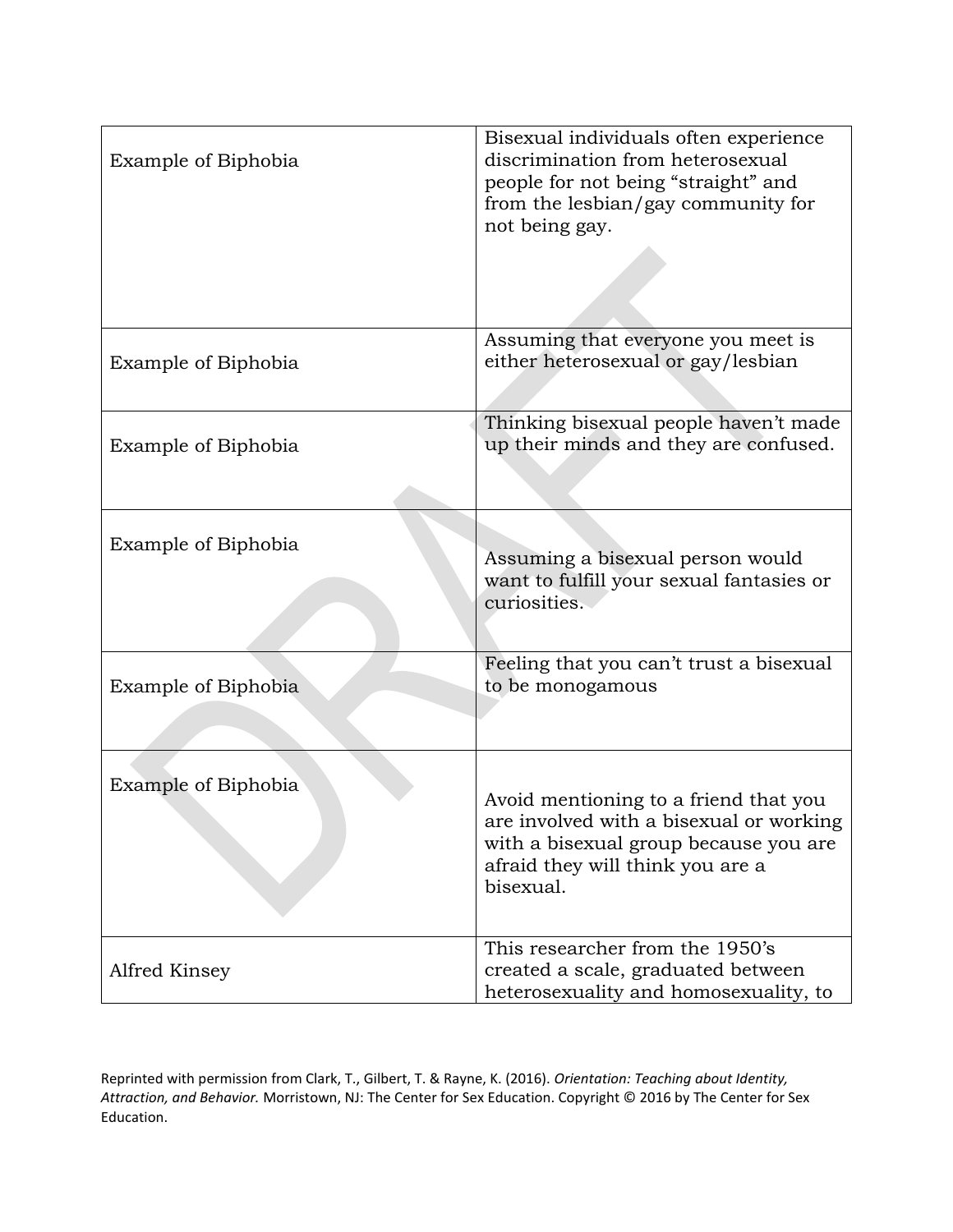| | |
|---|---|
| Example of Biphobia | Bisexual individuals often experience discrimination from heterosexual people for not being “straight” and from the lesbian/gay community for not being gay. |
| Example of Biphobia | Assuming that everyone you meet is either heterosexual or gay/lesbian |
| Example of Biphobia | Thinking bisexual people haven’t made up their minds and they are confused. |
| Example of Biphobia | Assuming a bisexual person would want to fulfill your sexual fantasies or curiosities. |
| Example of Biphobia | Feeling that you can’t trust a bisexual to be monogamous |
| Example of Biphobia | Avoid mentioning to a friend that you are involved with a bisexual or working with a bisexual group because you are afraid they will think you are a bisexual. |
| Alfred Kinsey | This researcher from the 1950’s created a scale, graduated between heterosexuality and homosexuality, to |

Reprinted with permission from Clark, T., Gilbert, T. & Rayne, K. (2016). *Orientation: Teaching about Identity, Attraction, and Behavior.* Morristown, NJ: The Center for Sex Education. Copyright © 2016 by The Center for Sex Education.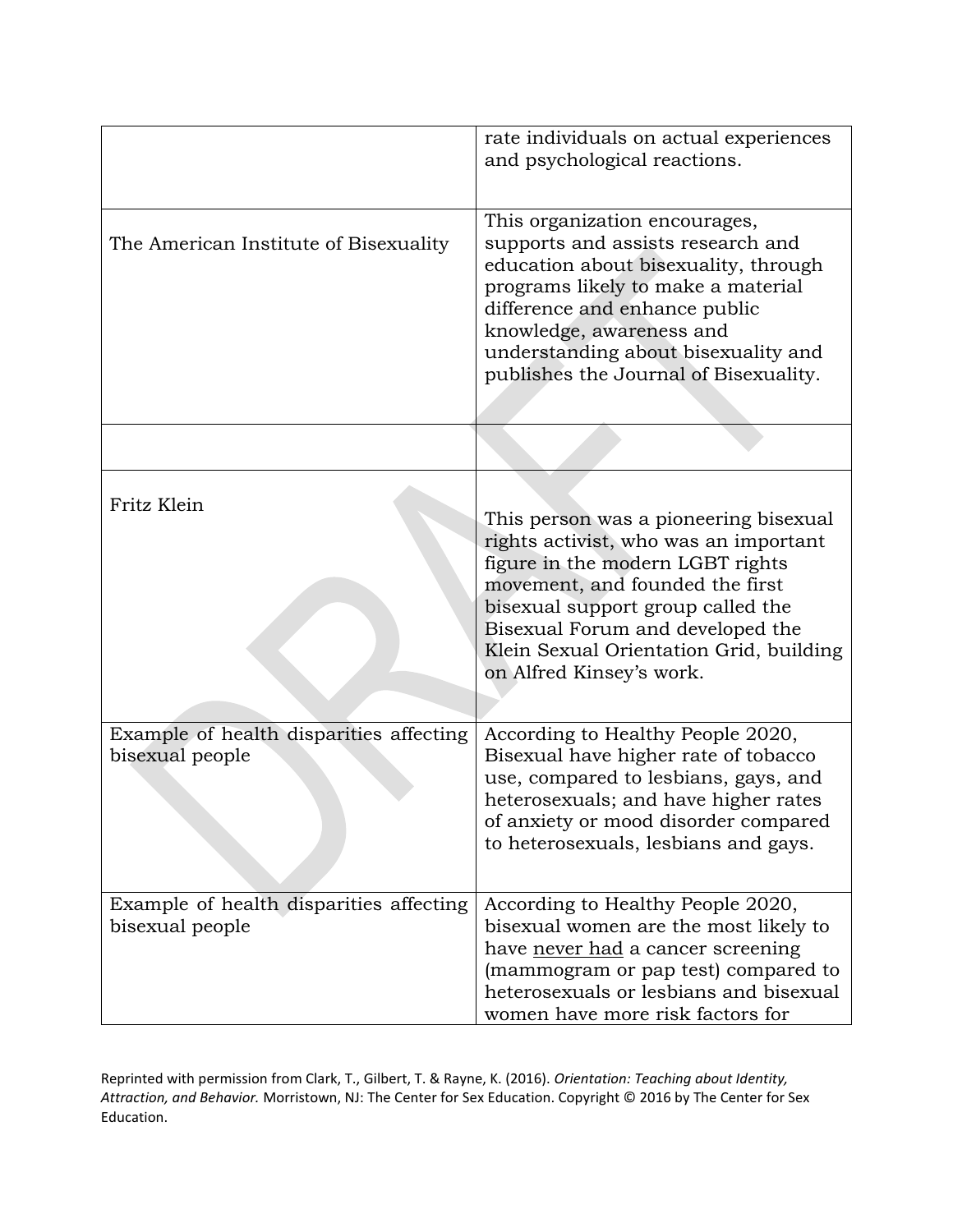| | |
|---|---|
| | rate individuals on actual experiences and psychological reactions. |
| The American Institute of Bisexuality | This organization encourages, supports and assists research and education about bisexuality, through programs likely to make a material difference and enhance public knowledge, awareness and understanding about bisexuality and publishes the Journal of Bisexuality. |
| | |
| Fritz Klein | This person was a pioneering bisexual rights activist, who was an important figure in the modern LGBT rights movement, and founded the first bisexual support group called the Bisexual Forum and developed the Klein Sexual Orientation Grid, building on Alfred Kinsey's work. |
| Example of health disparities affecting bisexual people | According to Healthy People 2020, Bisexual have higher rate of tobacco use, compared to lesbians, gays, and heterosexuals; and have higher rates of anxiety or mood disorder compared to heterosexuals, lesbians and gays. |
| Example of health disparities affecting bisexual people | According to Healthy People 2020, bisexual women are the most likely to have <u>never had</u> a cancer screening (mammogram or pap test) compared to heterosexuals or lesbians and bisexual women have more risk factors for |

Reprinted with permission from Clark, T., Gilbert, T. & Rayne, K. (2016). *Orientation: Teaching about Identity, Attraction, and Behavior.* Morristown, NJ: The Center for Sex Education. Copyright © 2016 by The Center for Sex Education.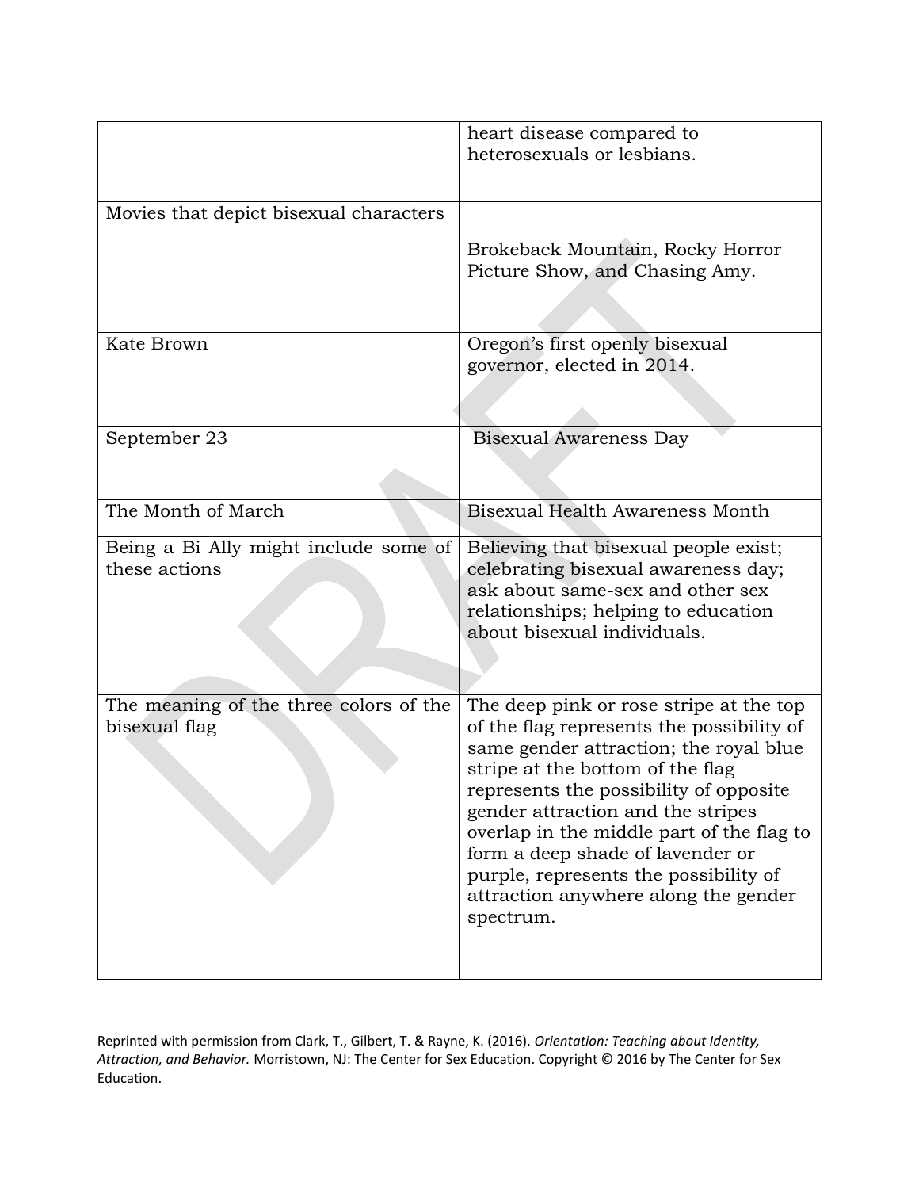| | |
|---|---|
| | heart disease compared to heterosexuals or lesbians. |
| Movies that depict bisexual characters | Brokeback Mountain, Rocky Horror Picture Show, and Chasing Amy. |
| Kate Brown | Oregon's first openly bisexual governor, elected in 2014. |
| September 23 | Bisexual Awareness Day |
| The Month of March | Bisexual Health Awareness Month |
| Being a Bi Ally might include some of these actions | Believing that bisexual people exist; celebrating bisexual awareness day; ask about same-sex and other sex relationships; helping to education about bisexual individuals. |
| The meaning of the three colors of the bisexual flag | The deep pink or rose stripe at the top of the flag represents the possibility of same gender attraction; the royal blue stripe at the bottom of the flag represents the possibility of opposite gender attraction and the stripes overlap in the middle part of the flag to form a deep shade of lavender or purple, represents the possibility of attraction anywhere along the gender spectrum. |

Reprinted with permission from Clark, T., Gilbert, T. & Rayne, K. (2016). *Orientation: Teaching about Identity, Attraction, and Behavior.* Morristown, NJ: The Center for Sex Education. Copyright © 2016 by The Center for Sex Education.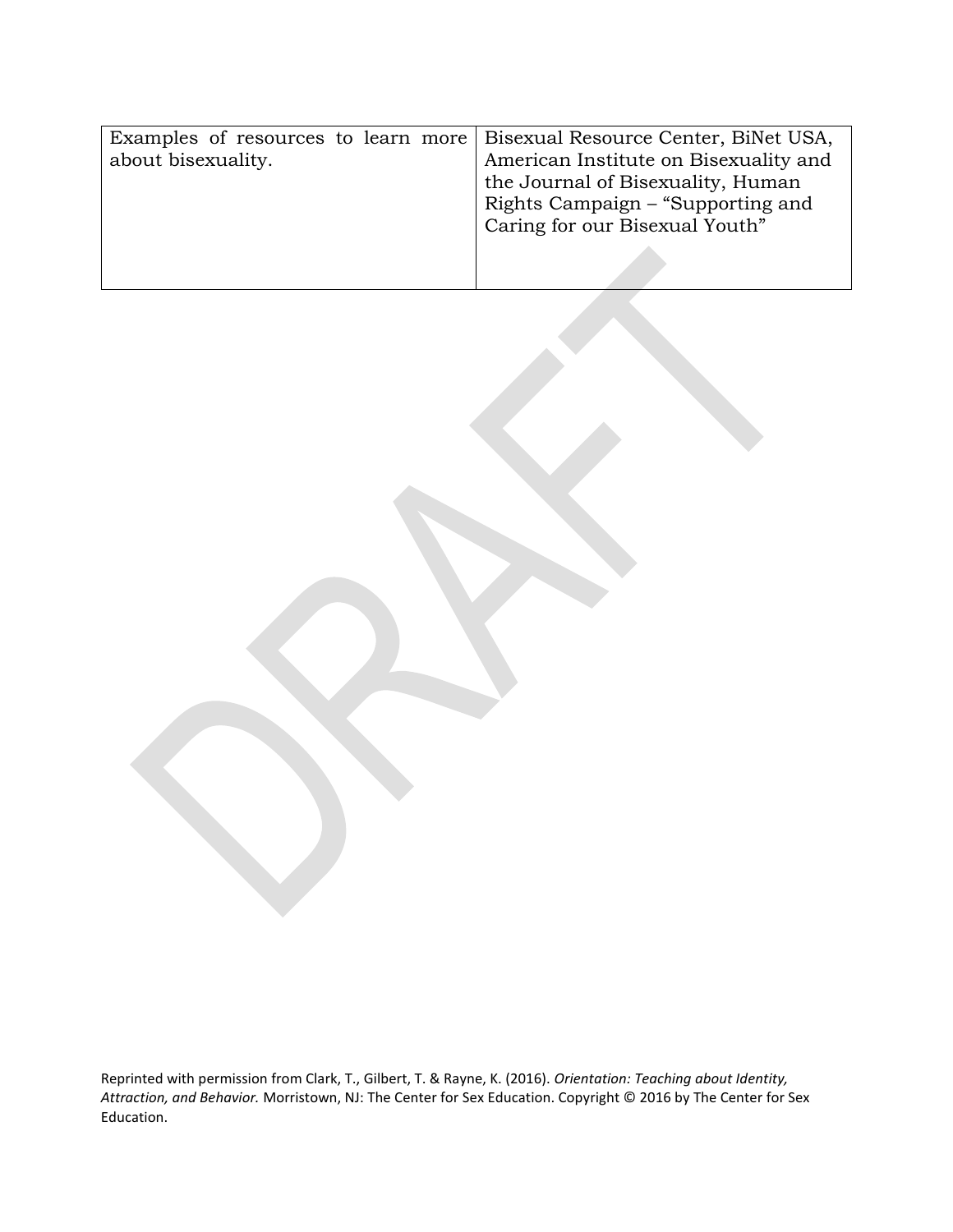| | |
|---|---|
| Examples of resources to learn more about bisexuality. | Bisexual Resource Center, BiNet USA, American Institute on Bisexuality and the Journal of Bisexuality, Human Rights Campaign – "Supporting and Caring for our Bisexual Youth" |

DRAFT

Reprinted with permission from Clark, T., Gilbert, T. & Rayne, K. (2016). *Orientation: Teaching about Identity, Attraction, and Behavior.* Morristown, NJ: The Center for Sex Education. Copyright © 2016 by The Center for Sex Education.